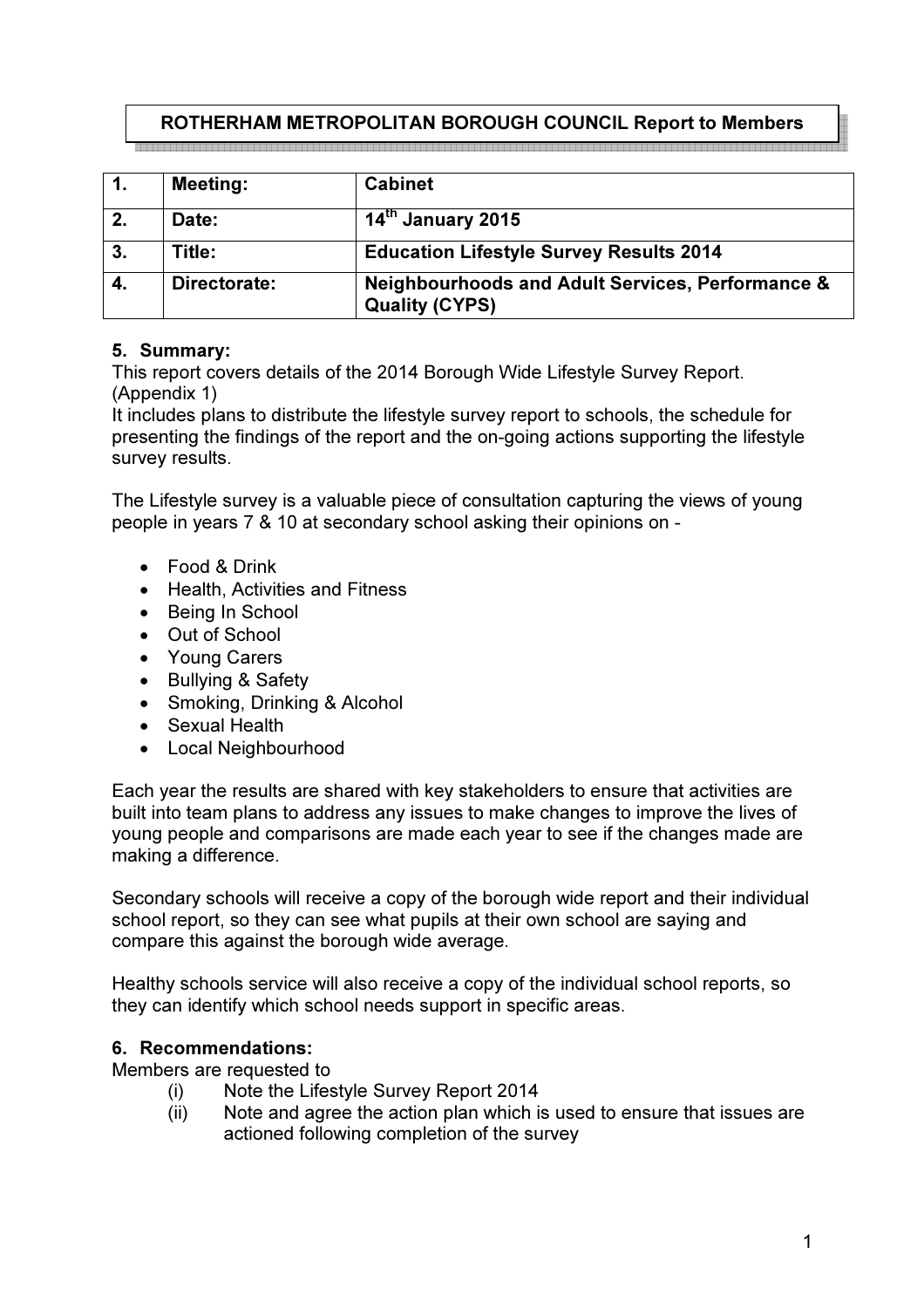**ROTHERHAM METROPOLITAN BOROUGH COUNCIL Report to Members**

| 1. | Meeting: | Cabinet |
|---|---|---|
| 2. | Date: | 14th January 2015 |
| 3. | Title: | Education Lifestyle Survey Results 2014 |
| 4. | Directorate: | Neighbourhoods and Adult Services, Performance & Quality (CYPS) |

**5. Summary:**

This report covers details of the 2014 Borough Wide Lifestyle Survey Report. (Appendix 1)

It includes plans to distribute the lifestyle survey report to schools, the schedule for presenting the findings of the report and the on-going actions supporting the lifestyle survey results.

The Lifestyle survey is a valuable piece of consultation capturing the views of young people in years 7 & 10 at secondary school asking their opinions on -

- Food & Drink
- Health, Activities and Fitness
- Being In School
- Out of School
- Young Carers
- Bullying & Safety
- Smoking, Drinking & Alcohol
- Sexual Health
- Local Neighbourhood

Each year the results are shared with key stakeholders to ensure that activities are built into team plans to address any issues to make changes to improve the lives of young people and comparisons are made each year to see if the changes made are making a difference.

Secondary schools will receive a copy of the borough wide report and their individual school report, so they can see what pupils at their own school are saying and compare this against the borough wide average.

Healthy schools service will also receive a copy of the individual school reports, so they can identify which school needs support in specific areas.

**6. Recommendations:**

Members are requested to

(i) Note the Lifestyle Survey Report 2014

(ii) Note and agree the action plan which is used to ensure that issues are actioned following completion of the survey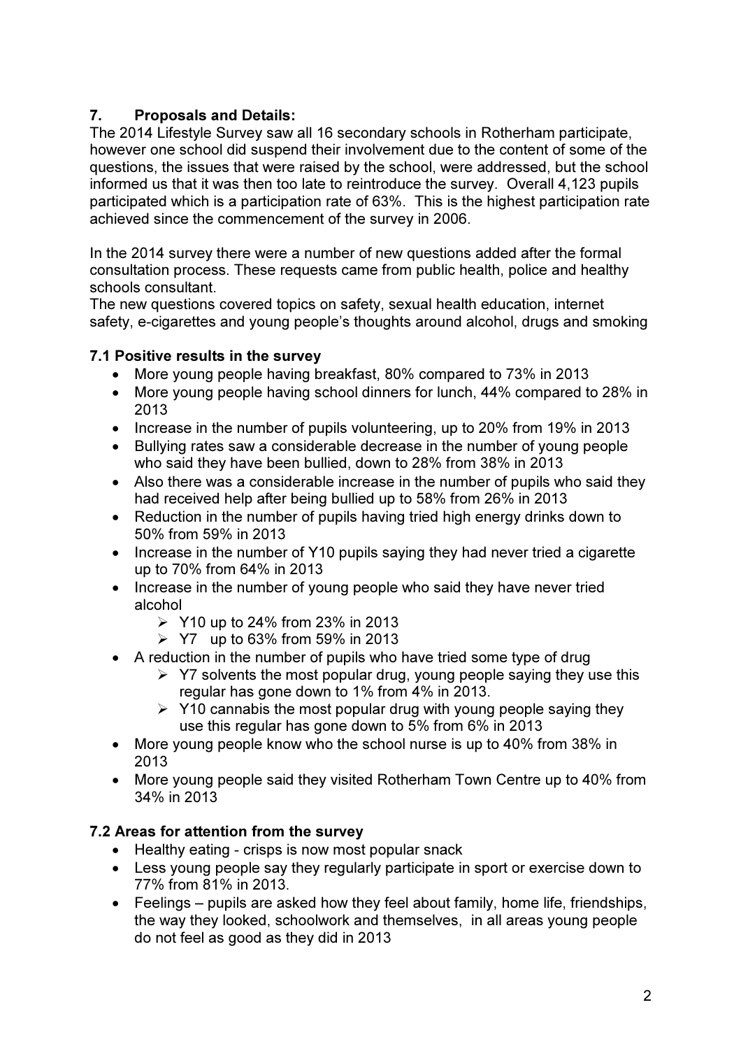## 7. Proposals and Details:

The 2014 Lifestyle Survey saw all 16 secondary schools in Rotherham participate, however one school did suspend their involvement due to the content of some of the questions, the issues that were raised by the school, were addressed, but the school informed us that it was then too late to reintroduce the survey. Overall 4,123 pupils participated which is a participation rate of 63%. This is the highest participation rate achieved since the commencement of the survey in 2006.

In the 2014 survey there were a number of new questions added after the formal consultation process. These requests came from public health, police and healthy schools consultant.

The new questions covered topics on safety, sexual health education, internet safety, e-cigarettes and young people's thoughts around alcohol, drugs and smoking

### 7.1 Positive results in the survey

- More young people having breakfast, 80% compared to 73% in 2013
- More young people having school dinners for lunch, 44% compared to 28% in 2013
- Increase in the number of pupils volunteering, up to 20% from 19% in 2013
- Bullying rates saw a considerable decrease in the number of young people who said they have been bullied, down to 28% from 38% in 2013
- Also there was a considerable increase in the number of pupils who said they had received help after being bullied up to 58% from 26% in 2013
- Reduction in the number of pupils having tried high energy drinks down to 50% from 59% in 2013
- Increase in the number of Y10 pupils saying they had never tried a cigarette up to 70% from 64% in 2013
- Increase in the number of young people who said they have never tried alcohol
  - Y10 up to 24% from 23% in 2013
  - Y7 up to 63% from 59% in 2013
- A reduction in the number of pupils who have tried some type of drug
  - Y7 solvents the most popular drug, young people saying they use this regular has gone down to 1% from 4% in 2013.
  - Y10 cannabis the most popular drug with young people saying they use this regular has gone down to 5% from 6% in 2013
- More young people know who the school nurse is up to 40% from 38% in 2013
- More young people said they visited Rotherham Town Centre up to 40% from 34% in 2013

### 7.2 Areas for attention from the survey

- Healthy eating - crisps is now most popular snack
- Less young people say they regularly participate in sport or exercise down to 77% from 81% in 2013.
- Feelings – pupils are asked how they feel about family, home life, friendships, the way they looked, schoolwork and themselves, in all areas young people do not feel as good as they did in 2013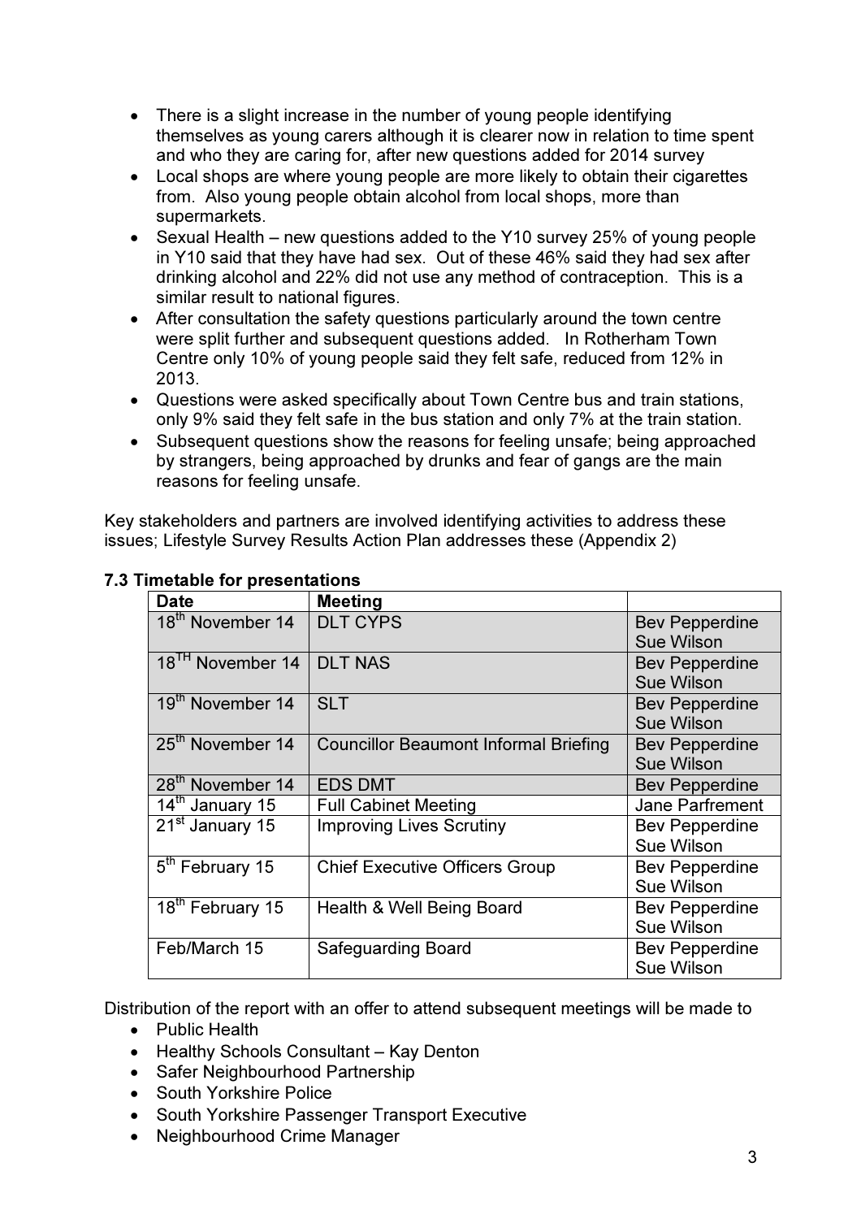- There is a slight increase in the number of young people identifying themselves as young carers although it is clearer now in relation to time spent and who they are caring for, after new questions added for 2014 survey
- Local shops are where young people are more likely to obtain their cigarettes from. Also young people obtain alcohol from local shops, more than supermarkets.
- Sexual Health – new questions added to the Y10 survey 25% of young people in Y10 said that they have had sex. Out of these 46% said they had sex after drinking alcohol and 22% did not use any method of contraception. This is a similar result to national figures.
- After consultation the safety questions particularly around the town centre were split further and subsequent questions added. In Rotherham Town Centre only 10% of young people said they felt safe, reduced from 12% in 2013.
- Questions were asked specifically about Town Centre bus and train stations, only 9% said they felt safe in the bus station and only 7% at the train station.
- Subsequent questions show the reasons for feeling unsafe; being approached by strangers, being approached by drunks and fear of gangs are the main reasons for feeling unsafe.

Key stakeholders and partners are involved identifying activities to address these issues; Lifestyle Survey Results Action Plan addresses these (Appendix 2)

**7.3 Timetable for presentations**

| Date | Meeting | |
|---|---|---|
| 18th November 14 | DLT CYPS | Bev Pepperdine Sue Wilson |
| 18TH November 14 | DLT NAS | Bev Pepperdine Sue Wilson |
| 19th November 14 | SLT | Bev Pepperdine Sue Wilson |
| 25th November 14 | Councillor Beaumont Informal Briefing | Bev Pepperdine Sue Wilson |
| 28th November 14 | EDS DMT | Bev Pepperdine |
| 14th January 15 | Full Cabinet Meeting | Jane Parfrement |
| 21st January 15 | Improving Lives Scrutiny | Bev Pepperdine Sue Wilson |
| 5th February 15 | Chief Executive Officers Group | Bev Pepperdine Sue Wilson |
| 18th February 15 | Health & Well Being Board | Bev Pepperdine Sue Wilson |
| Feb/March 15 | Safeguarding Board | Bev Pepperdine Sue Wilson |

Distribution of the report with an offer to attend subsequent meetings will be made to

- Public Health
- Healthy Schools Consultant – Kay Denton
- Safer Neighbourhood Partnership
- South Yorkshire Police
- South Yorkshire Passenger Transport Executive
- Neighbourhood Crime Manager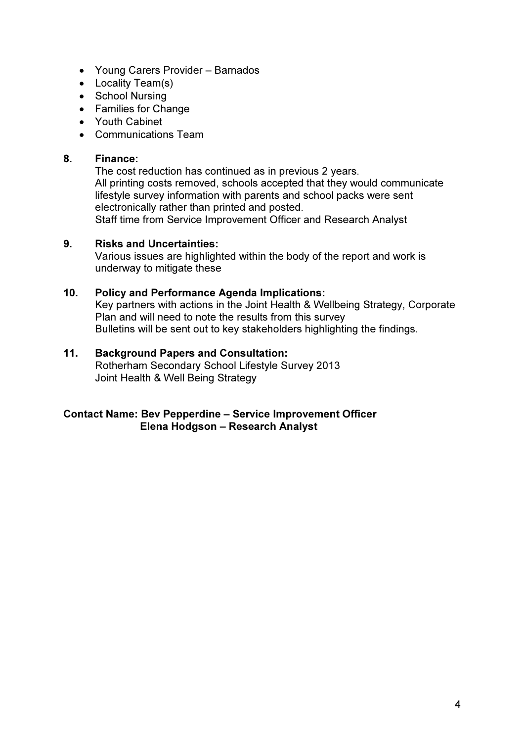- Young Carers Provider – Barnados
- Locality Team(s)
- School Nursing
- Families for Change
- Youth Cabinet
- Communications Team

**8. Finance:**

The cost reduction has continued as in previous 2 years.
All printing costs removed, schools accepted that they would communicate lifestyle survey information with parents and school packs were sent electronically rather than printed and posted.
Staff time from Service Improvement Officer and Research Analyst

**9. Risks and Uncertainties:**

Various issues are highlighted within the body of the report and work is underway to mitigate these

**10. Policy and Performance Agenda Implications:**

Key partners with actions in the Joint Health & Wellbeing Strategy, Corporate Plan and will need to note the results from this survey
Bulletins will be sent out to key stakeholders highlighting the findings.

**11. Background Papers and Consultation:**

Rotherham Secondary School Lifestyle Survey 2013
Joint Health & Well Being Strategy

**Contact Name: Bev Pepperdine – Service Improvement Officer**
**Elena Hodgson – Research Analyst**